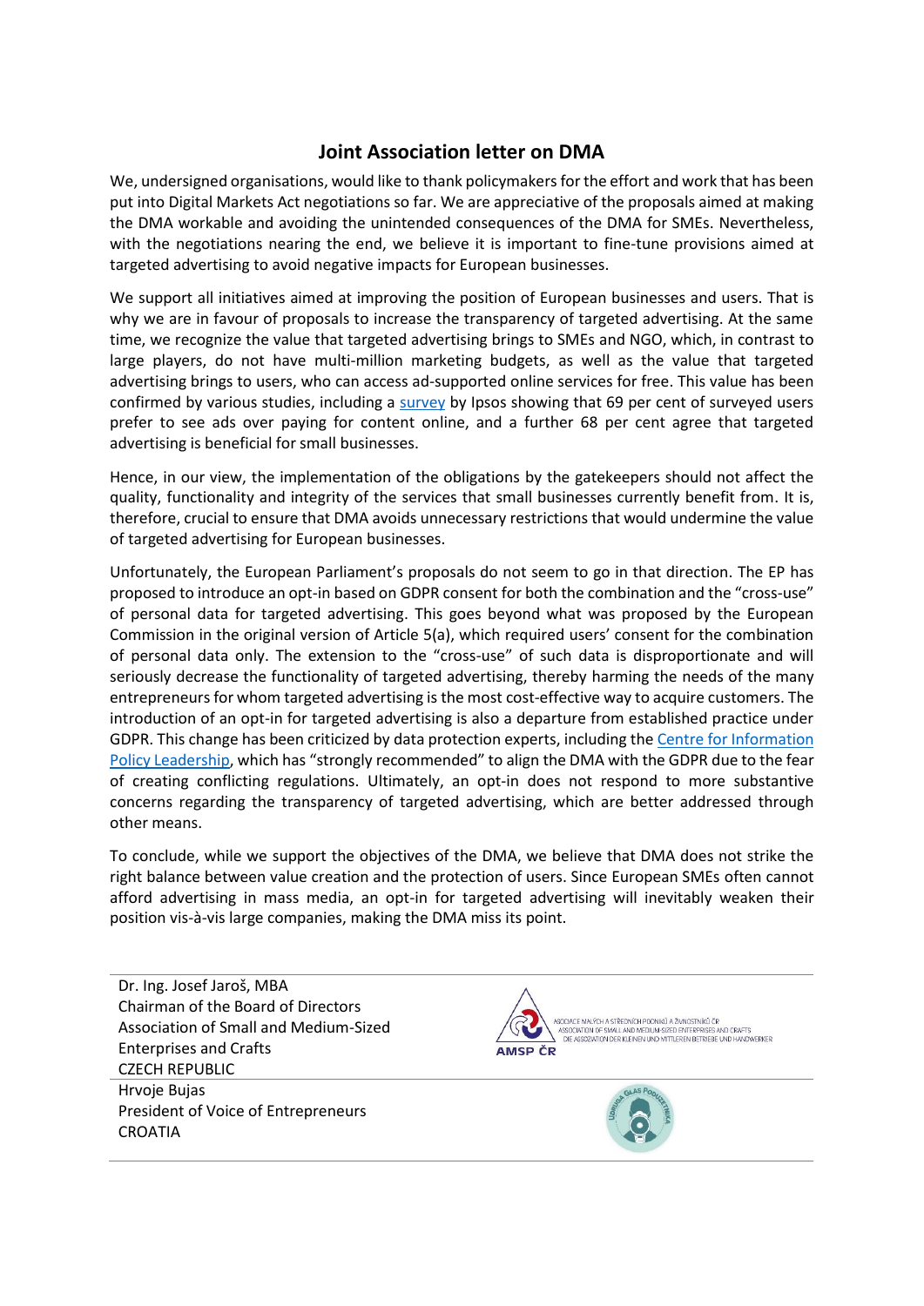## Joint Association letter on DMA

We, undersigned organisations, would like to thank policymakers for the effort and work that has been put into Digital Markets Act negotiations so far. We are appreciative of the proposals aimed at making the DMA workable and avoiding the unintended consequences of the DMA for SMEs. Nevertheless, with the negotiations nearing the end, we believe it is important to fine-tune provisions aimed at targeted advertising to avoid negative impacts for European businesses.

We support all initiatives aimed at improving the position of European businesses and users. That is why we are in favour of proposals to increase the transparency of targeted advertising. At the same time, we recognize the value that targeted advertising brings to SMEs and NGO, which, in contrast to large players, do not have multi-million marketing budgets, as well as the value that targeted advertising brings to users, who can access ad-supported online services for free. This value has been confirmed by various studies, including a survey by Ipsos showing that 69 per cent of surveyed users prefer to see ads over paying for content online, and a further 68 per cent agree that targeted advertising is beneficial for small businesses.

Hence, in our view, the implementation of the obligations by the gatekeepers should not affect the quality, functionality and integrity of the services that small businesses currently benefit from. It is, therefore, crucial to ensure that DMA avoids unnecessary restrictions that would undermine the value of targeted advertising for European businesses.

Unfortunately, the European Parliament's proposals do not seem to go in that direction. The EP has proposed to introduce an opt-in based on GDPR consent for both the combination and the "cross-use" of personal data for targeted advertising. This goes beyond what was proposed by the European Commission in the original version of Article 5(a), which required users' consent for the combination of personal data only. The extension to the "cross-use" of such data is disproportionate and will seriously decrease the functionality of targeted advertising, thereby harming the needs of the many entrepreneurs for whom targeted advertising is the most cost-effective way to acquire customers. The introduction of an opt-in for targeted advertising is also a departure from established practice under GDPR. This change has been criticized by data protection experts, including the Centre for Information Policy Leadership, which has "strongly recommended" to align the DMA with the GDPR due to the fear of creating conflicting regulations. Ultimately, an opt-in does not respond to more substantive concerns regarding the transparency of targeted advertising, which are better addressed through other means.

To conclude, while we support the objectives of the DMA, we believe that DMA does not strike the right balance between value creation and the protection of users. Since European SMEs often cannot afford advertising in mass media, an opt-in for targeted advertising will inevitably weaken their position vis-à-vis large companies, making the DMA miss its point.

---

Dr. Ing. Josef Jaroš, MBA
Chairman of the Board of Directors
Association of Small and Medium-Sized Enterprises and Crafts
CZECH REPUBLIC

ASOCIACE MALÝCH A STŘEDNÍCH PODNIKŮ A ŽIVNOSTNÍKŮ ČR
ASSOCIATION OF SMALL AND MEDIUM-SIZED ENTERPRISES AND CRAFTS
DIE ASSOZIATION DER KLEINEN UND MITTLEREN BETRIEBE UND HANDWERKER
AMSP ČR

---

Hrvoje Bujas
President of Voice of Entrepreneurs
CROATIA

UDRUGA GLAS PODUZETNIKA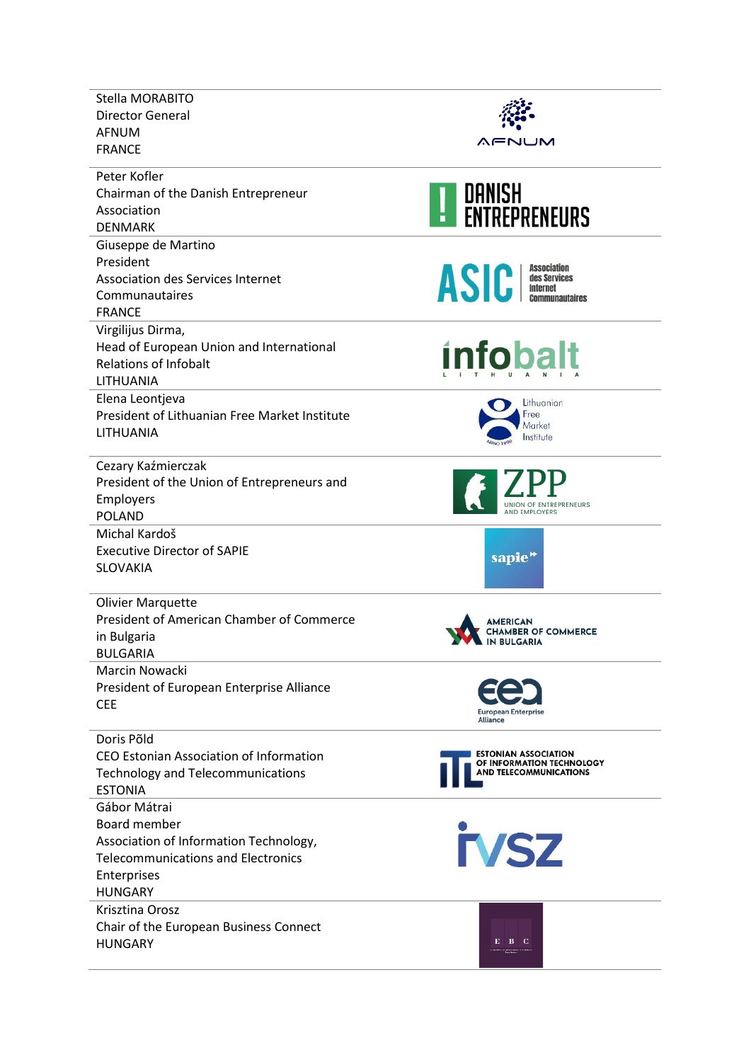Stella MORABITO
Director General
AFNUM
FRANCE

Peter Kofler
Chairman of the Danish Entrepreneur Association
DENMARK

Giuseppe de Martino
President
Association des Services Internet Communautaires
FRANCE

Virgilijus Dirma,
Head of European Union and International Relations of Infobalt
LITHUANIA

Elena Leontjeva
President of Lithuanian Free Market Institute
LITHUANIA

Cezary Kaźmierczak
President of the Union of Entrepreneurs and Employers
POLAND

Michal Kardoš
Executive Director of SAPIE
SLOVAKIA

Olivier Marquette
President of American Chamber of Commerce in Bulgaria
BULGARIA

Marcin Nowacki
President of European Enterprise Alliance
CEE

Doris Põld
CEO Estonian Association of Information Technology and Telecommunications
ESTONIA

Gábor Mátrai
Board member
Association of Information Technology, Telecommunications and Electronics Enterprises
HUNGARY

Krisztina Orosz
Chair of the European Business Connect
HUNGARY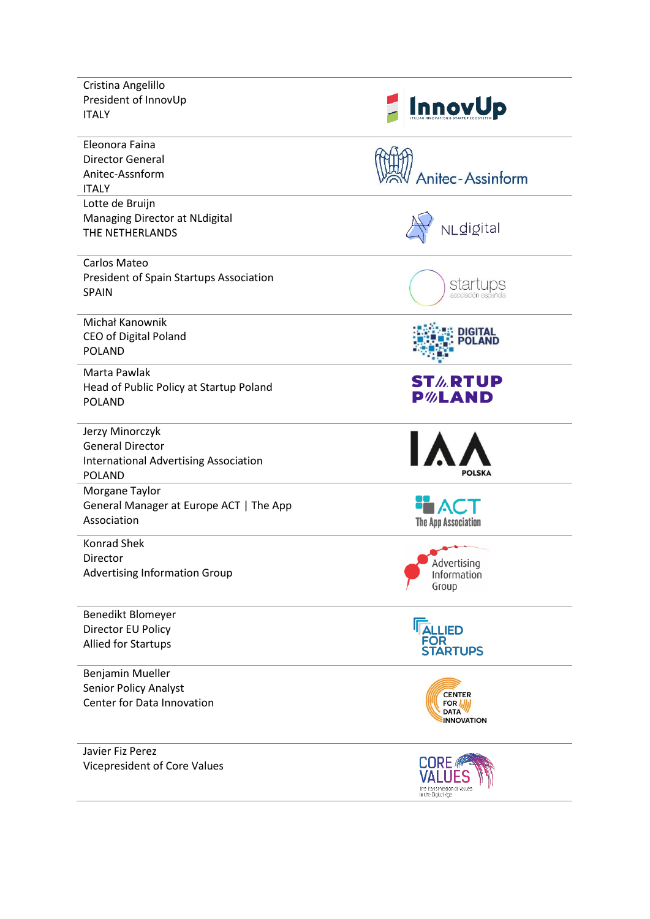Cristina Angelillo
President of InnovUp
ITALY

---

Eleonora Faina
Director General
Anitec-Assnform
ITALY

---

Lotte de Bruijn
Managing Director at NLdigital
THE NETHERLANDS

---

Carlos Mateo
President of Spain Startups Association
SPAIN

---

Michał Kanownik
CEO of Digital Poland
POLAND

---

Marta Pawlak
Head of Public Policy at Startup Poland
POLAND

---

Jerzy Minorczyk
General Director
International Advertising Association
POLAND

---

Morgane Taylor
General Manager at Europe ACT | The App Association

---

Konrad Shek
Director
Advertising Information Group

---

Benedikt Blomeyer
Director EU Policy
Allied for Startups

---

Benjamin Mueller
Senior Policy Analyst
Center for Data Innovation

---

Javier Fiz Perez
Vicepresident of Core Values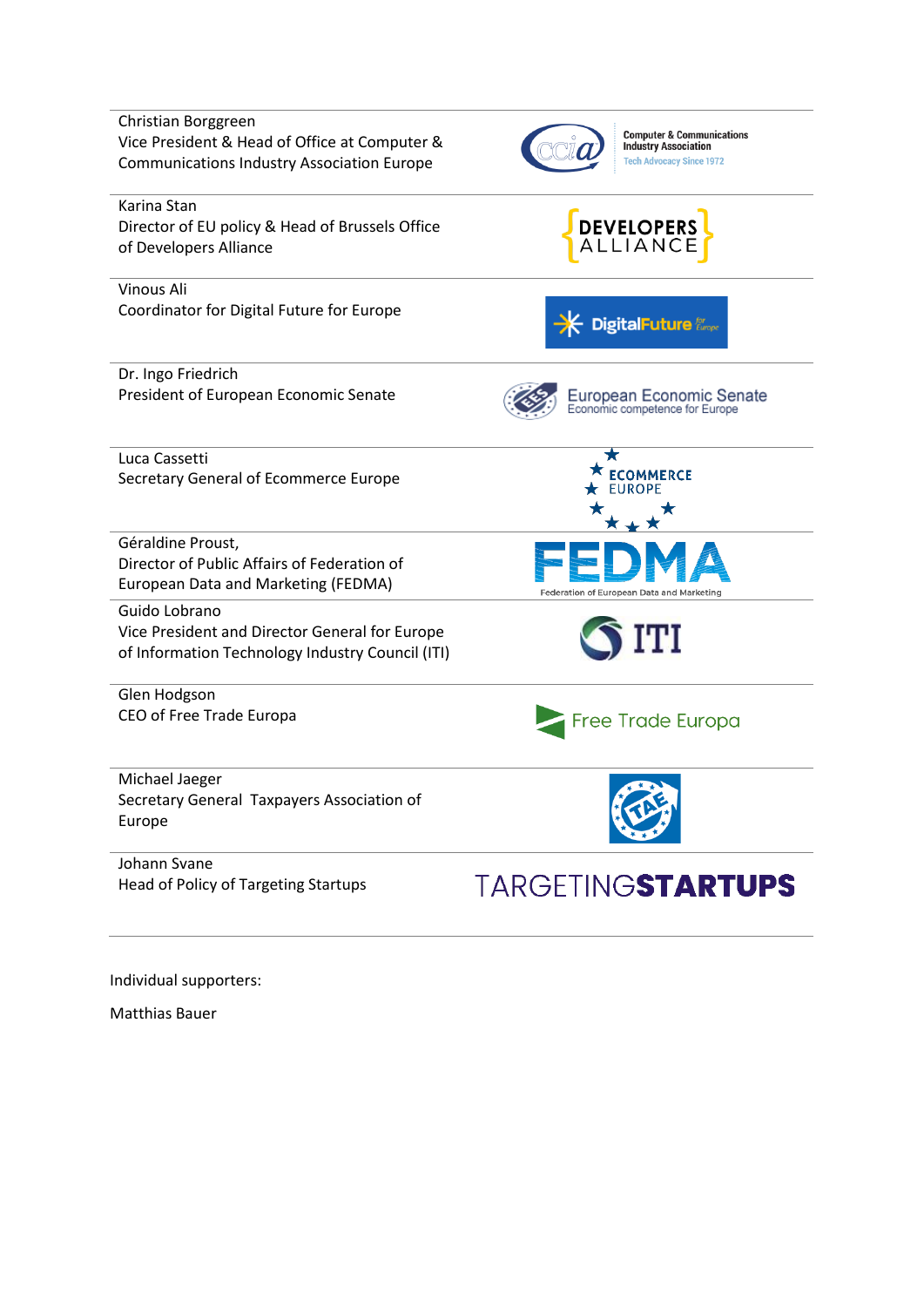Christian Borggreen
Vice President & Head of Office at Computer & Communications Industry Association Europe

Karina Stan
Director of EU policy & Head of Brussels Office of Developers Alliance

Vinous Ali
Coordinator for Digital Future for Europe

Dr. Ingo Friedrich
President of European Economic Senate

Luca Cassetti
Secretary General of Ecommerce Europe

Géraldine Proust,
Director of Public Affairs of Federation of European Data and Marketing (FEDMA)

Guido Lobrano
Vice President and Director General for Europe of Information Technology Industry Council (ITI)

Glen Hodgson
CEO of Free Trade Europa

Michael Jaeger
Secretary General Taxpayers Association of Europe

Johann Svane
Head of Policy of Targeting Startups

Individual supporters:

Matthias Bauer